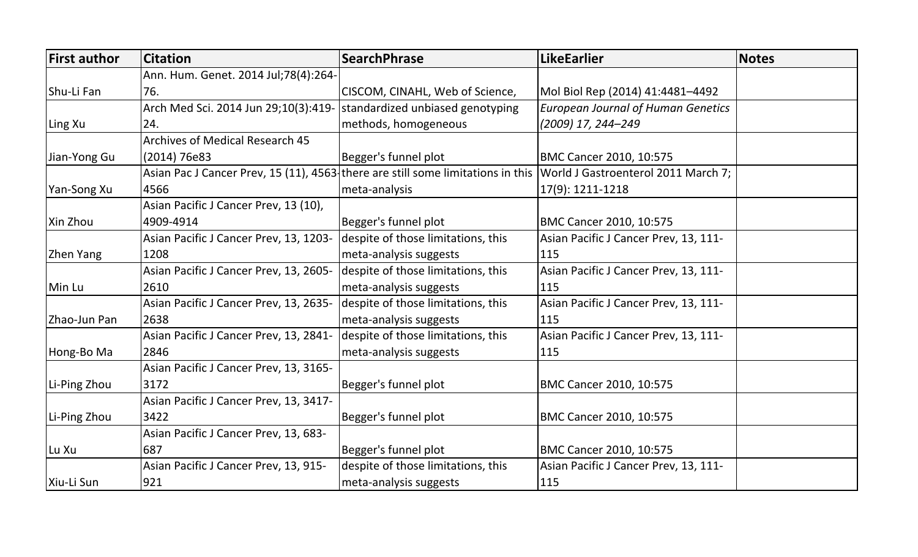| First author | Citation | SearchPhrase | LikeEarlier | Notes |
|---|---|---|---|---|
| Shu-Li Fan | Ann. Hum. Genet. 2014 Jul;78(4):264-76. | CISCOM, CINAHL, Web of Science, | Mol Biol Rep (2014) 41:4481–4492 | |
| Ling Xu | Arch Med Sci. 2014 Jun 29;10(3):419-24. | standardized unbiased genotyping methods, homogeneous | *European Journal of Human Genetics (2009) 17, 244–249* | |
| Jian-Yong Gu | Archives of Medical Research 45 (2014) 76e83 | Begger's funnel plot | BMC Cancer 2010, 10:575 | |
| Yan-Song Xu | Asian Pac J Cancer Prev, 15 (11), 4563-4566 | there are still some limitations in this meta-analysis | World J Gastroenterol 2011 March 7; 17(9): 1211-1218 | |
| Xin Zhou | Asian Pacific J Cancer Prev, 13 (10), 4909-4914 | Begger's funnel plot | BMC Cancer 2010, 10:575 | |
| Zhen Yang | Asian Pacific J Cancer Prev, 13, 1203-1208 | despite of those limitations, this meta-analysis suggests | Asian Pacific J Cancer Prev, 13, 111-115 | |
| Min Lu | Asian Pacific J Cancer Prev, 13, 2605-2610 | despite of those limitations, this meta-analysis suggests | Asian Pacific J Cancer Prev, 13, 111-115 | |
| Zhao-Jun Pan | Asian Pacific J Cancer Prev, 13, 2635-2638 | despite of those limitations, this meta-analysis suggests | Asian Pacific J Cancer Prev, 13, 111-115 | |
| Hong-Bo Ma | Asian Pacific J Cancer Prev, 13, 2841-2846 | despite of those limitations, this meta-analysis suggests | Asian Pacific J Cancer Prev, 13, 111-115 | |
| Li-Ping Zhou | Asian Pacific J Cancer Prev, 13, 3165-3172 | Begger's funnel plot | BMC Cancer 2010, 10:575 | |
| Li-Ping Zhou | Asian Pacific J Cancer Prev, 13, 3417-3422 | Begger's funnel plot | BMC Cancer 2010, 10:575 | |
| Lu Xu | Asian Pacific J Cancer Prev, 13, 683-687 | Begger's funnel plot | BMC Cancer 2010, 10:575 | |
| Xiu-Li Sun | Asian Pacific J Cancer Prev, 13, 915-921 | despite of those limitations, this meta-analysis suggests | Asian Pacific J Cancer Prev, 13, 111-115 | |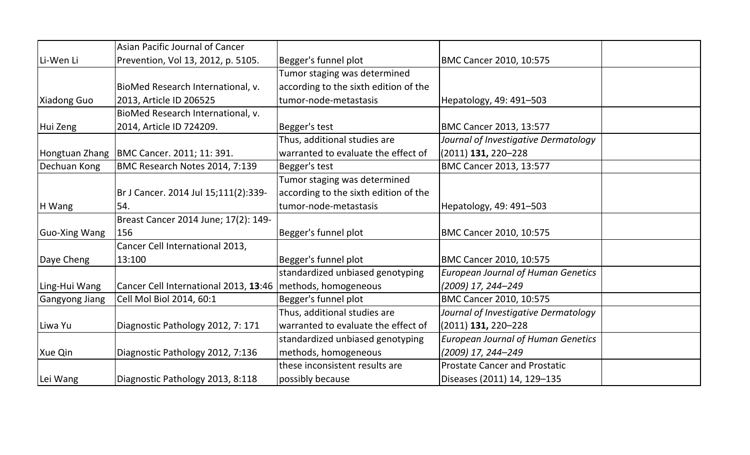| | | | | |
|---|---|---|---|---|
| Li-Wen Li | Asian Pacific Journal of Cancer Prevention, Vol 13, 2012, p. 5105. | Begger's funnel plot | BMC Cancer 2010, 10:575 | |
| Xiadong Guo | BioMed Research International, v. 2013, Article ID 206525 | Tumor staging was determined according to the sixth edition of the tumor-node-metastasis | Hepatology, 49: 491–503 | |
| Hui Zeng | BioMed Research International, v. 2014, Article ID 724209. | Begger's test | BMC Cancer 2013, 13:577 | |
| Hongtuan Zhang | BMC Cancer. 2011; 11: 391. | Thus, additional studies are warranted to evaluate the effect of | *Journal of Investigative Dermatology* (2011) **131,** 220–228 | |
| Dechuan Kong | BMC Research Notes 2014, 7:139 | Begger's test | BMC Cancer 2013, 13:577 | |
| H Wang | Br J Cancer. 2014 Jul 15;111(2):339-54. | Tumor staging was determined according to the sixth edition of the tumor-node-metastasis | Hepatology, 49: 491–503 | |
| Guo-Xing Wang | Breast Cancer 2014 June; 17(2): 149-156 | Begger's funnel plot | BMC Cancer 2010, 10:575 | |
| Daye Cheng | Cancer Cell International 2013, 13:100 | Begger's funnel plot | BMC Cancer 2010, 10:575 | |
| Ling-Hui Wang | Cancer Cell International 2013, **13**:46 | standardized unbiased genotyping methods, homogeneous | *European Journal of Human Genetics (2009) 17, 244–249* | |
| Gangyong Jiang | Cell Mol Biol 2014, 60:1 | Begger's funnel plot | BMC Cancer 2010, 10:575 | |
| Liwa Yu | Diagnostic Pathology 2012, 7: 171 | Thus, additional studies are warranted to evaluate the effect of | *Journal of Investigative Dermatology* (2011) **131,** 220–228 | |
| Xue Qin | Diagnostic Pathology 2012, 7:136 | standardized unbiased genotyping methods, homogeneous | *European Journal of Human Genetics (2009) 17, 244–249* | |
| Lei Wang | Diagnostic Pathology 2013, 8:118 | these inconsistent results are possibly because | Prostate Cancer and Prostatic Diseases (2011) 14, 129–135 | |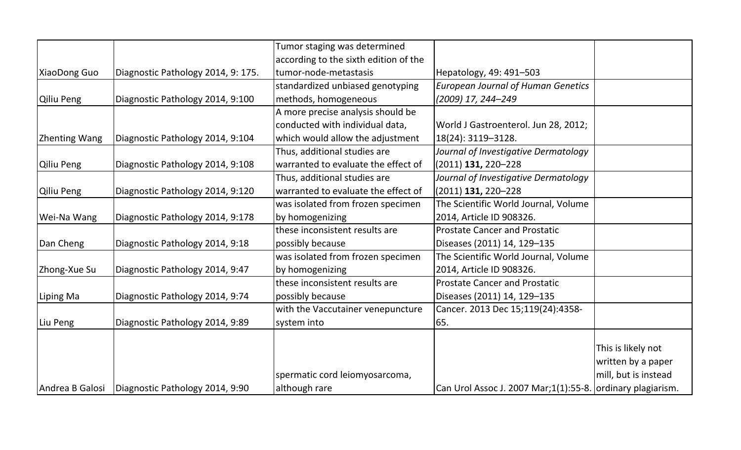| | | | | |
|---|---|---|---|---|
| XiaoDong Guo | Diagnostic Pathology 2014, 9: 175. | Tumor staging was determined according to the sixth edition of the tumor-node-metastasis | Hepatology, 49: 491–503 | |
| Qiliu Peng | Diagnostic Pathology 2014, 9:100 | standardized unbiased genotyping methods, homogeneous | *European Journal of Human Genetics (2009) 17, 244–249* | |
| Zhenting Wang | Diagnostic Pathology 2014, 9:104 | A more precise analysis should be conducted with individual data, which would allow the adjustment | World J Gastroenterol. Jun 28, 2012; 18(24): 3119–3128. | |
| Qiliu Peng | Diagnostic Pathology 2014, 9:108 | Thus, additional studies are warranted to evaluate the effect of | *Journal of Investigative Dermatology* (2011) **131,** 220–228 | |
| Qiliu Peng | Diagnostic Pathology 2014, 9:120 | Thus, additional studies are warranted to evaluate the effect of | *Journal of Investigative Dermatology* (2011) **131,** 220–228 | |
| Wei-Na Wang | Diagnostic Pathology 2014, 9:178 | was isolated from frozen specimen by homogenizing | The Scientific World Journal, Volume 2014, Article ID 908326. | |
| Dan Cheng | Diagnostic Pathology 2014, 9:18 | these inconsistent results are possibly because | Prostate Cancer and Prostatic Diseases (2011) 14, 129–135 | |
| Zhong-Xue Su | Diagnostic Pathology 2014, 9:47 | was isolated from frozen specimen by homogenizing | The Scientific World Journal, Volume 2014, Article ID 908326. | |
| Liping Ma | Diagnostic Pathology 2014, 9:74 | these inconsistent results are possibly because | Prostate Cancer and Prostatic Diseases (2011) 14, 129–135 | |
| Liu Peng | Diagnostic Pathology 2014, 9:89 | with the Vaccutainer venepuncture system into | Cancer. 2013 Dec 15;119(24):4358-65. | |
| Andrea B Galosi | Diagnostic Pathology 2014, 9:90 | spermatic cord leiomyosarcoma, although rare | Can Urol Assoc J. 2007 Mar;1(1):55-8. | This is likely not written by a paper mill, but is instead ordinary plagiarism. |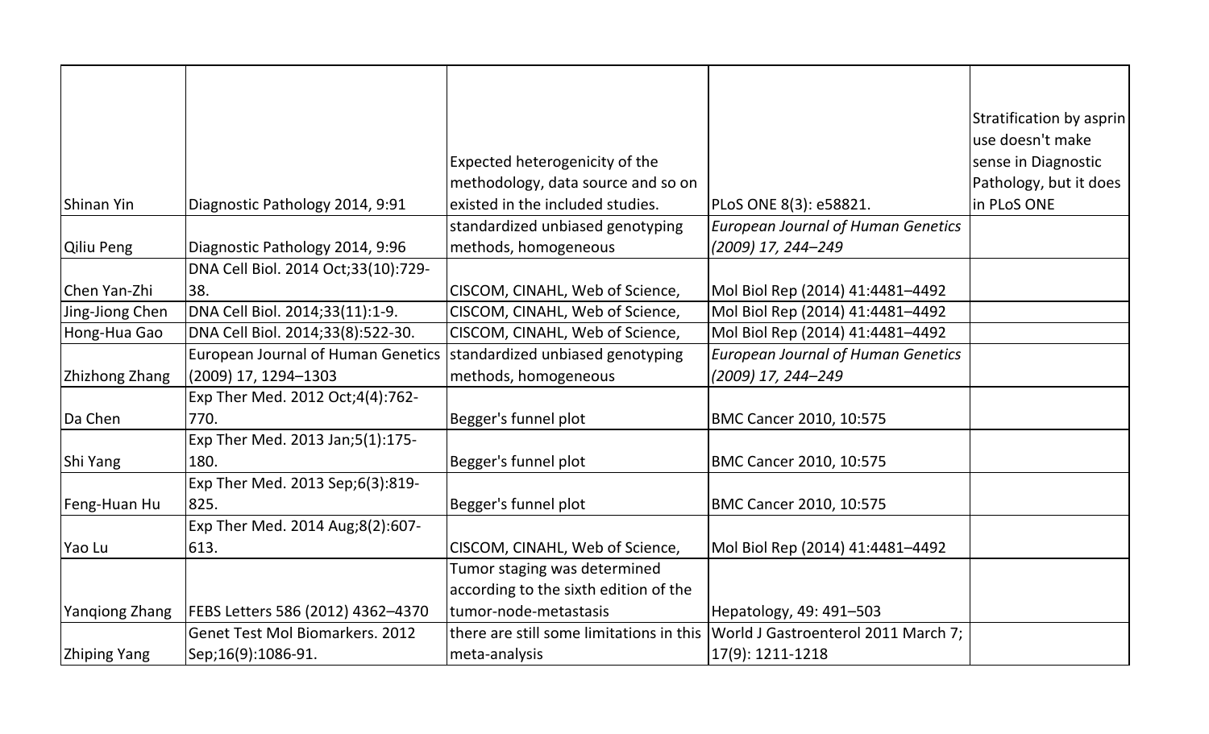| | | | | |
|---|---|---|---|---|
| Shinan Yin | Diagnostic Pathology 2014, 9:91 | Expected heterogenicity of the methodology, data source and so on existed in the included studies. | PLoS ONE 8(3): e58821. | Stratification by asprin use doesn't make sense in Diagnostic Pathology, but it does in PLoS ONE |
| Qiliu Peng | Diagnostic Pathology 2014, 9:96 | standardized unbiased genotyping methods, homogeneous | *European Journal of Human Genetics (2009) 17, 244–249* | |
| Chen Yan-Zhi | DNA Cell Biol. 2014 Oct;33(10):729-38. | CISCOM, CINAHL, Web of Science, | Mol Biol Rep (2014) 41:4481–4492 | |
| Jing-Jiong Chen | DNA Cell Biol. 2014;33(11):1-9. | CISCOM, CINAHL, Web of Science, | Mol Biol Rep (2014) 41:4481–4492 | |
| Hong-Hua Gao | DNA Cell Biol. 2014;33(8):522-30. | CISCOM, CINAHL, Web of Science, | Mol Biol Rep (2014) 41:4481–4492 | |
| Zhizhong Zhang | European Journal of Human Genetics (2009) 17, 1294–1303 | standardized unbiased genotyping methods, homogeneous | *European Journal of Human Genetics (2009) 17, 244–249* | |
| Da Chen | Exp Ther Med. 2012 Oct;4(4):762-770. | Begger's funnel plot | BMC Cancer 2010, 10:575 | |
| Shi Yang | Exp Ther Med. 2013 Jan;5(1):175-180. | Begger's funnel plot | BMC Cancer 2010, 10:575 | |
| Feng-Huan Hu | Exp Ther Med. 2013 Sep;6(3):819-825. | Begger's funnel plot | BMC Cancer 2010, 10:575 | |
| Yao Lu | Exp Ther Med. 2014 Aug;8(2):607-613. | CISCOM, CINAHL, Web of Science, | Mol Biol Rep (2014) 41:4481–4492 | |
| Yanqiong Zhang | FEBS Letters 586 (2012) 4362–4370 | Tumor staging was determined according to the sixth edition of the tumor-node-metastasis | Hepatology, 49: 491–503 | |
| Zhiping Yang | Genet Test Mol Biomarkers. 2012 Sep;16(9):1086-91. | there are still some limitations in this meta-analysis | World J Gastroenterol 2011 March 7; 17(9): 1211-1218 | |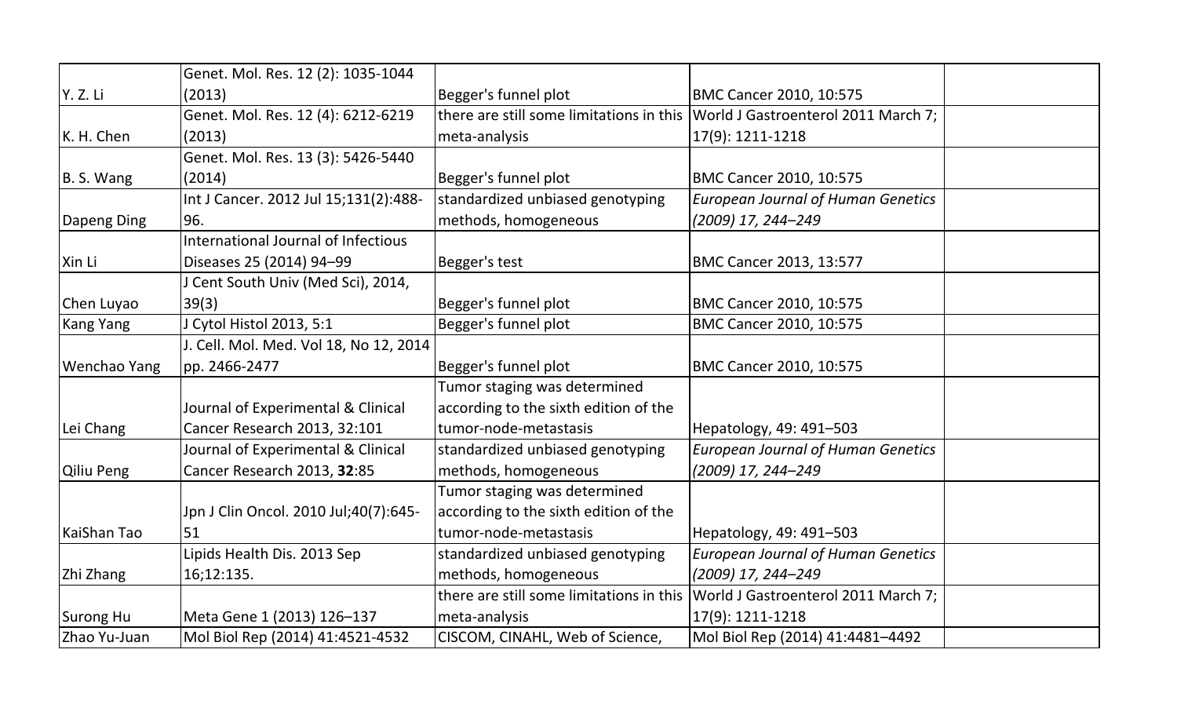| | | | | |
|---|---|---|---|---|
| Y. Z. Li | Genet. Mol. Res. 12 (2): 1035-1044 (2013) | Begger's funnel plot | BMC Cancer 2010, 10:575 | |
| K. H. Chen | Genet. Mol. Res. 12 (4): 6212-6219 (2013) | there are still some limitations in this meta-analysis | World J Gastroenterol 2011 March 7; 17(9): 1211-1218 | |
| B. S. Wang | Genet. Mol. Res. 13 (3): 5426-5440 (2014) | Begger's funnel plot | BMC Cancer 2010, 10:575 | |
| Dapeng Ding | Int J Cancer. 2012 Jul 15;131(2):488-96. | standardized unbiased genotyping methods, homogeneous | *European Journal of Human Genetics (2009) 17, 244–249* | |
| Xin Li | International Journal of Infectious Diseases 25 (2014) 94–99 | Begger's test | BMC Cancer 2013, 13:577 | |
| Chen Luyao | J Cent South Univ (Med Sci), 2014, 39(3) | Begger's funnel plot | BMC Cancer 2010, 10:575 | |
| Kang Yang | J Cytol Histol 2013, 5:1 | Begger's funnel plot | BMC Cancer 2010, 10:575 | |
| Wenchao Yang | J. Cell. Mol. Med. Vol 18, No 12, 2014 pp. 2466-2477 | Begger's funnel plot | BMC Cancer 2010, 10:575 | |
| Lei Chang | Journal of Experimental & Clinical Cancer Research 2013, 32:101 | Tumor staging was determined according to the sixth edition of the tumor-node-metastasis | Hepatology, 49: 491–503 | |
| Qiliu Peng | Journal of Experimental & Clinical Cancer Research 2013, **32**:85 | standardized unbiased genotyping methods, homogeneous | *European Journal of Human Genetics (2009) 17, 244–249* | |
| KaiShan Tao | Jpn J Clin Oncol. 2010 Jul;40(7):645-51 | Tumor staging was determined according to the sixth edition of the tumor-node-metastasis | Hepatology, 49: 491–503 | |
| Zhi Zhang | Lipids Health Dis. 2013 Sep 16;12:135. | standardized unbiased genotyping methods, homogeneous | *European Journal of Human Genetics (2009) 17, 244–249* | |
| Surong Hu | Meta Gene 1 (2013) 126–137 | there are still some limitations in this meta-analysis | World J Gastroenterol 2011 March 7; 17(9): 1211-1218 | |
| Zhao Yu-Juan | Mol Biol Rep (2014) 41:4521-4532 | CISCOM, CINAHL, Web of Science, | Mol Biol Rep (2014) 41:4481–4492 | |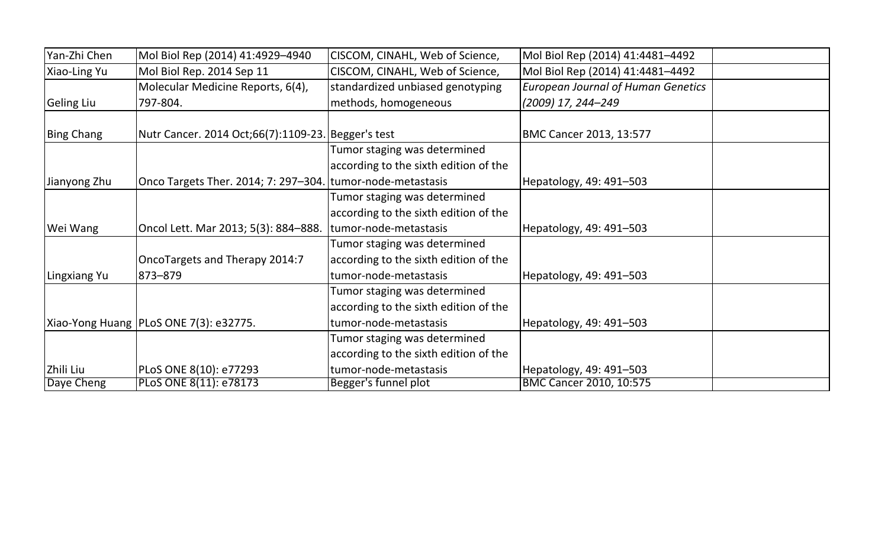| | | | | |
|---|---|---|---|---|
| Yan-Zhi Chen | Mol Biol Rep (2014) 41:4929–4940 | CISCOM, CINAHL, Web of Science, | Mol Biol Rep (2014) 41:4481–4492 | |
| Xiao-Ling Yu | Mol Biol Rep. 2014 Sep 11 | CISCOM, CINAHL, Web of Science, | Mol Biol Rep (2014) 41:4481–4492 | |
| Geling Liu | Molecular Medicine Reports, 6(4), 797-804. | standardized unbiased genotyping methods, homogeneous | *European Journal of Human Genetics (2009) 17, 244–249* | |
| Bing Chang | Nutr Cancer. 2014 Oct;66(7):1109-23. | Begger's test | BMC Cancer 2013, 13:577 | |
| Jianyong Zhu | Onco Targets Ther. 2014; 7: 297–304. | Tumor staging was determined according to the sixth edition of the tumor-node-metastasis | Hepatology, 49: 491–503 | |
| Wei Wang | Oncol Lett. Mar 2013; 5(3): 884–888. | Tumor staging was determined according to the sixth edition of the tumor-node-metastasis | Hepatology, 49: 491–503 | |
| Lingxiang Yu | OncoTargets and Therapy 2014:7 873–879 | Tumor staging was determined according to the sixth edition of the tumor-node-metastasis | Hepatology, 49: 491–503 | |
| Xiao-Yong Huang | PLoS ONE 7(3): e32775. | Tumor staging was determined according to the sixth edition of the tumor-node-metastasis | Hepatology, 49: 491–503 | |
| Zhili Liu | PLoS ONE 8(10): e77293 | Tumor staging was determined according to the sixth edition of the tumor-node-metastasis | Hepatology, 49: 491–503 | |
| Daye Cheng | PLoS ONE 8(11): e78173 | Begger's funnel plot | BMC Cancer 2010, 10:575 | |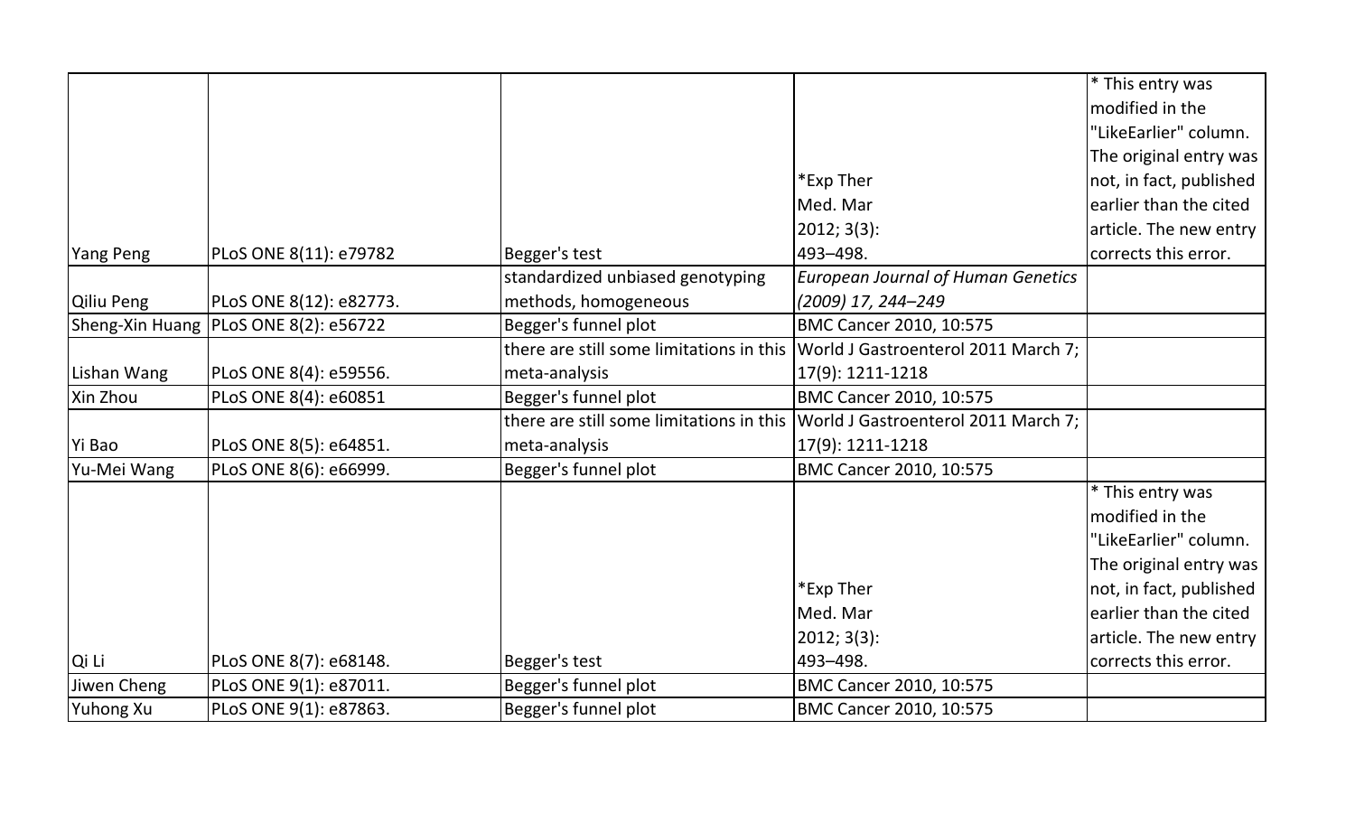| | | | | |
|---|---|---|---|---|
| Yang Peng | PLoS ONE 8(11): e79782 | Begger's test | *Exp Ther Med. Mar 2012; 3(3): 493–498. | * This entry was modified in the "LikeEarlier" column. The original entry was not, in fact, published earlier than the cited article. The new entry corrects this error. |
| Qiliu Peng | PLoS ONE 8(12): e82773. | standardized unbiased genotyping methods, homogeneous | *European Journal of Human Genetics (2009) 17, 244–249* | |
| Sheng-Xin Huang | PLoS ONE 8(2): e56722 | Begger's funnel plot | BMC Cancer 2010, 10:575 | |
| Lishan Wang | PLoS ONE 8(4): e59556. | there are still some limitations in this meta-analysis | World J Gastroenterol 2011 March 7; 17(9): 1211-1218 | |
| Xin Zhou | PLoS ONE 8(4): e60851 | Begger's funnel plot | BMC Cancer 2010, 10:575 | |
| Yi Bao | PLoS ONE 8(5): e64851. | there are still some limitations in this meta-analysis | World J Gastroenterol 2011 March 7; 17(9): 1211-1218 | |
| Yu-Mei Wang | PLoS ONE 8(6): e66999. | Begger's funnel plot | BMC Cancer 2010, 10:575 | |
| Qi Li | PLoS ONE 8(7): e68148. | Begger's test | *Exp Ther Med. Mar 2012; 3(3): 493–498. | * This entry was modified in the "LikeEarlier" column. The original entry was not, in fact, published earlier than the cited article. The new entry corrects this error. |
| Jiwen Cheng | PLoS ONE 9(1): e87011. | Begger's funnel plot | BMC Cancer 2010, 10:575 | |
| Yuhong Xu | PLoS ONE 9(1): e87863. | Begger's funnel plot | BMC Cancer 2010, 10:575 | |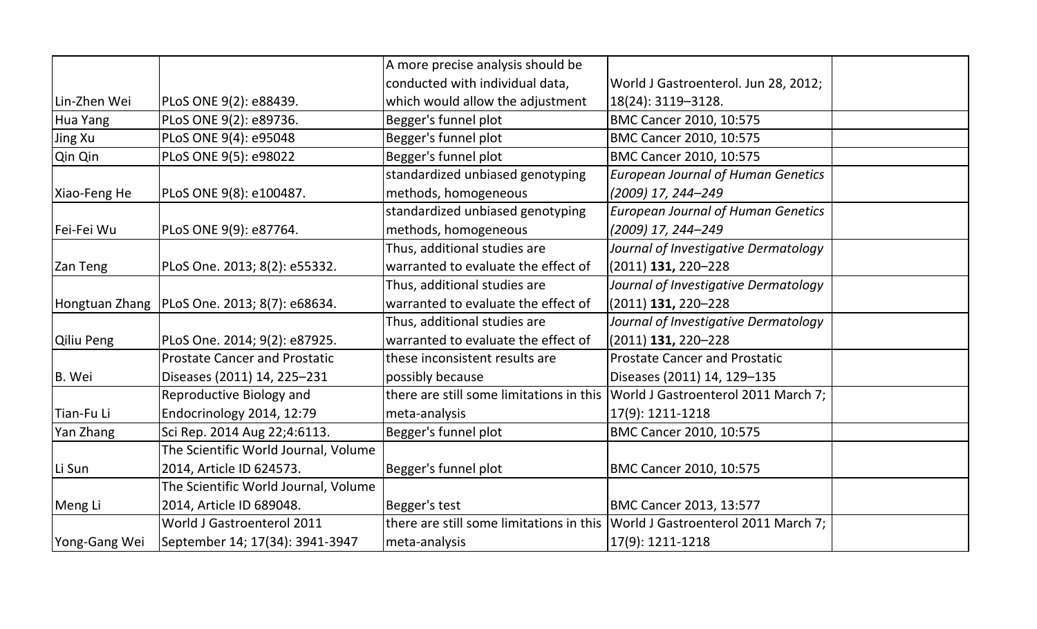| | | | | |
|---|---|---|---|---|
| Lin-Zhen Wei | PLoS ONE 9(2): e88439. | A more precise analysis should be conducted with individual data, which would allow the adjustment | World J Gastroenterol. Jun 28, 2012; 18(24): 3119–3128. | |
| Hua Yang | PLoS ONE 9(2): e89736. | Begger's funnel plot | BMC Cancer 2010, 10:575 | |
| Jing Xu | PLoS ONE 9(4): e95048 | Begger's funnel plot | BMC Cancer 2010, 10:575 | |
| Qin Qin | PLoS ONE 9(5): e98022 | Begger's funnel plot | BMC Cancer 2010, 10:575 | |
| Xiao-Feng He | PLoS ONE 9(8): e100487. | standardized unbiased genotyping methods, homogeneous | *European Journal of Human Genetics (2009) 17, 244–249* | |
| Fei-Fei Wu | PLoS ONE 9(9): e87764. | standardized unbiased genotyping methods, homogeneous | *European Journal of Human Genetics (2009) 17, 244–249* | |
| Zan Teng | PLoS One. 2013; 8(2): e55332. | Thus, additional studies are warranted to evaluate the effect of | *Journal of Investigative Dermatology* (2011) **131,** 220–228 | |
| Hongtuan Zhang | PLoS One. 2013; 8(7): e68634. | Thus, additional studies are warranted to evaluate the effect of | *Journal of Investigative Dermatology* (2011) **131,** 220–228 | |
| Qiliu Peng | PLoS One. 2014; 9(2): e87925. | Thus, additional studies are warranted to evaluate the effect of | *Journal of Investigative Dermatology* (2011) **131,** 220–228 | |
| B. Wei | Prostate Cancer and Prostatic Diseases (2011) 14, 225–231 | these inconsistent results are possibly because | Prostate Cancer and Prostatic Diseases (2011) 14, 129–135 | |
| Tian-Fu Li | Reproductive Biology and Endocrinology 2014, 12:79 | there are still some limitations in this meta-analysis | World J Gastroenterol 2011 March 7; 17(9): 1211-1218 | |
| Yan Zhang | Sci Rep. 2014 Aug 22;4:6113. | Begger's funnel plot | BMC Cancer 2010, 10:575 | |
| Li Sun | The Scientific World Journal, Volume 2014, Article ID 624573. | Begger's funnel plot | BMC Cancer 2010, 10:575 | |
| Meng Li | The Scientific World Journal, Volume 2014, Article ID 689048. | Begger's test | BMC Cancer 2013, 13:577 | |
| Yong-Gang Wei | World J Gastroenterol 2011 September 14; 17(34): 3941-3947 | there are still some limitations in this meta-analysis | World J Gastroenterol 2011 March 7; 17(9): 1211-1218 | |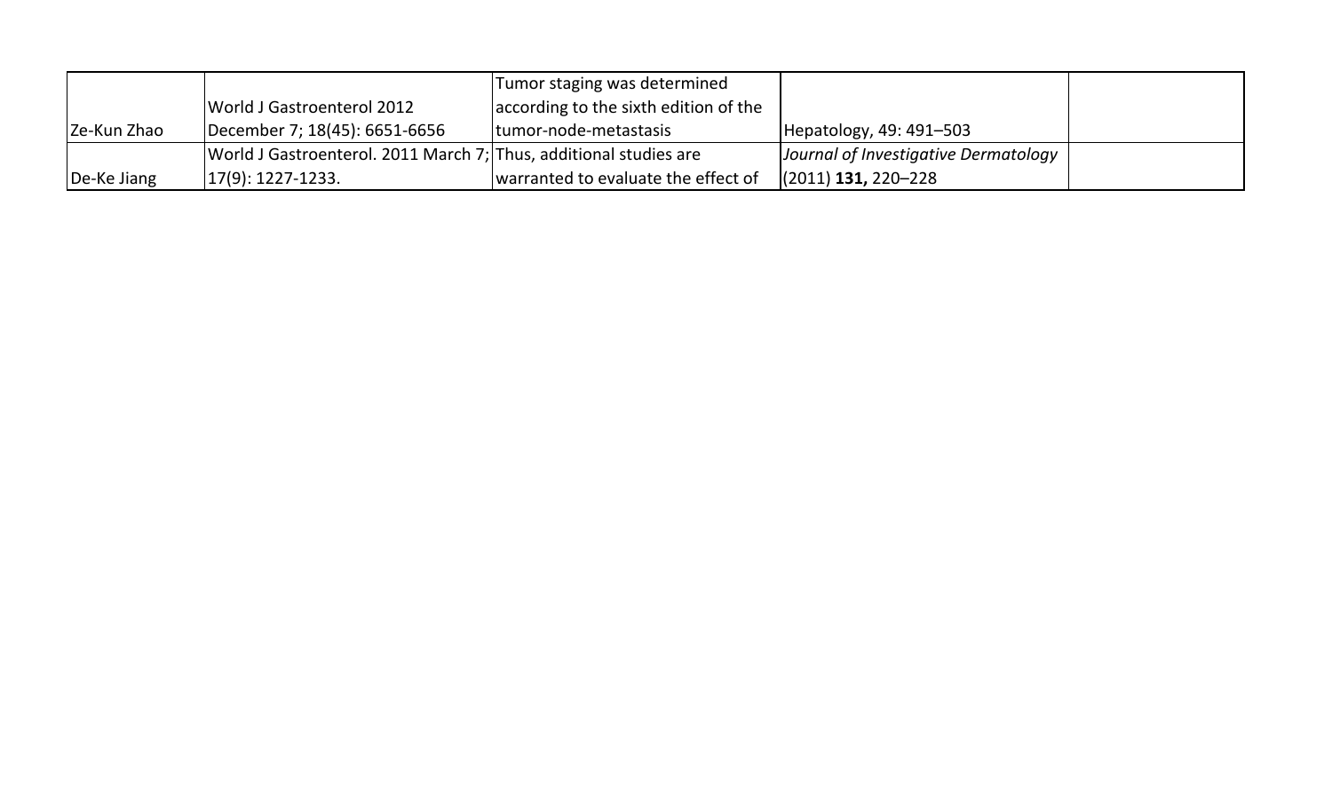| | | | | |
|---|---|---|---|---|
| Ze-Kun Zhao | World J Gastroenterol 2012 December 7; 18(45): 6651-6656 | Tumor staging was determined according to the sixth edition of the tumor-node-metastasis | Hepatology, 49: 491–503 | |
| De-Ke Jiang | World J Gastroenterol. 2011 March 7; 17(9): 1227-1233. | Thus, additional studies are warranted to evaluate the effect of | *Journal of Investigative Dermatology* (2011) **131,** 220–228 | |